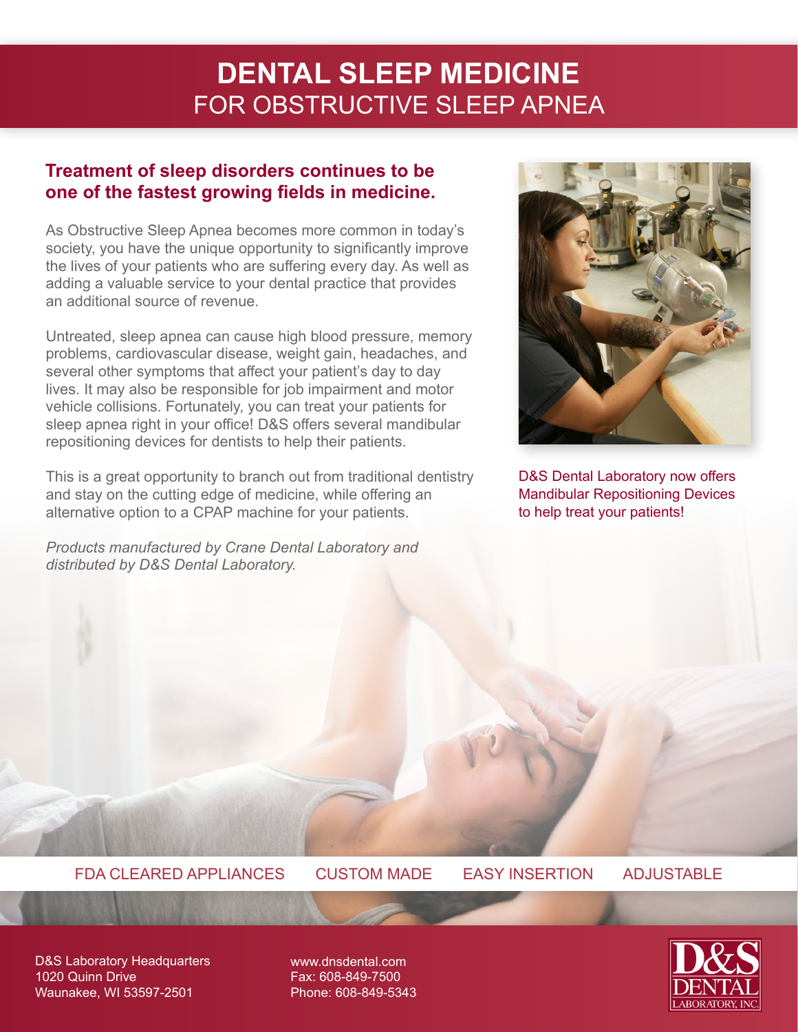# DENTAL SLEEP MEDICINE
## FOR OBSTRUCTIVE SLEEP APNEA

### Treatment of sleep disorders continues to be one of the fastest growing fields in medicine.

As Obstructive Sleep Apnea becomes more common in today's society, you have the unique opportunity to significantly improve the lives of your patients who are suffering every day. As well as adding a valuable service to your dental practice that provides an additional source of revenue.

Untreated, sleep apnea can cause high blood pressure, memory problems, cardiovascular disease, weight gain, headaches, and several other symptoms that affect your patient's day to day lives. It may also be responsible for job impairment and motor vehicle collisions. Fortunately, you can treat your patients for sleep apnea right in your office! D&S offers several mandibular repositioning devices for dentists to help their patients.

This is a great opportunity to branch out from traditional dentistry and stay on the cutting edge of medicine, while offering an alternative option to a CPAP machine for your patients.

*Products manufactured by Crane Dental Laboratory and distributed by D&S Dental Laboratory.*

D&S Dental Laboratory now offers Mandibular Repositioning Devices to help treat your patients!

FDA CLEARED APPLIANCES | CUSTOM MADE | EASY INSERTION | ADJUSTABLE

D&S Laboratory Headquarters
1020 Quinn Drive
Waunakee, WI 53597-2501

www.dnsdental.com
Fax: 608-849-7500
Phone: 608-849-5343

D&S DENTAL LABORATORY, INC.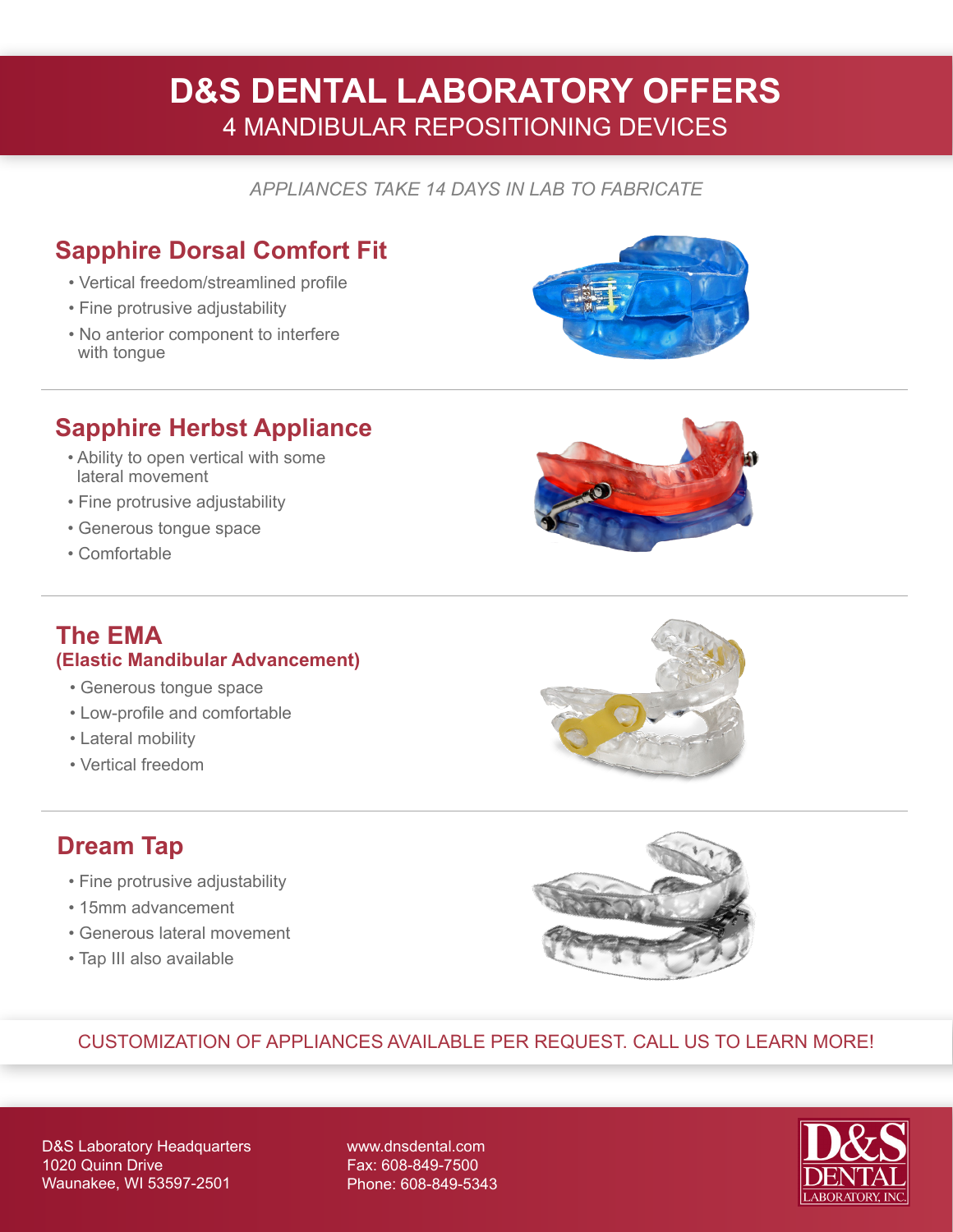# D&S DENTAL LABORATORY OFFERS

## 4 MANDIBULAR REPOSITIONING DEVICES

*APPLIANCES TAKE 14 DAYS IN LAB TO FABRICATE*

## Sapphire Dorsal Comfort Fit

- Vertical freedom/streamlined profile
- Fine protrusive adjustability
- No anterior component to interfere with tongue

## Sapphire Herbst Appliance

- Ability to open vertical with some lateral movement
- Fine protrusive adjustability
- Generous tongue space
- Comfortable

## The EMA

### (Elastic Mandibular Advancement)

- Generous tongue space
- Low-profile and comfortable
- Lateral mobility
- Vertical freedom

## Dream Tap

- Fine protrusive adjustability
- 15mm advancement
- Generous lateral movement
- Tap III also available

CUSTOMIZATION OF APPLIANCES AVAILABLE PER REQUEST. CALL US TO LEARN MORE!

D&S Laboratory Headquarters
1020 Quinn Drive
Waunakee, WI 53597-2501

www.dnsdental.com
Fax: 608-849-7500
Phone: 608-849-5343

D&S DENTAL LABORATORY, INC.